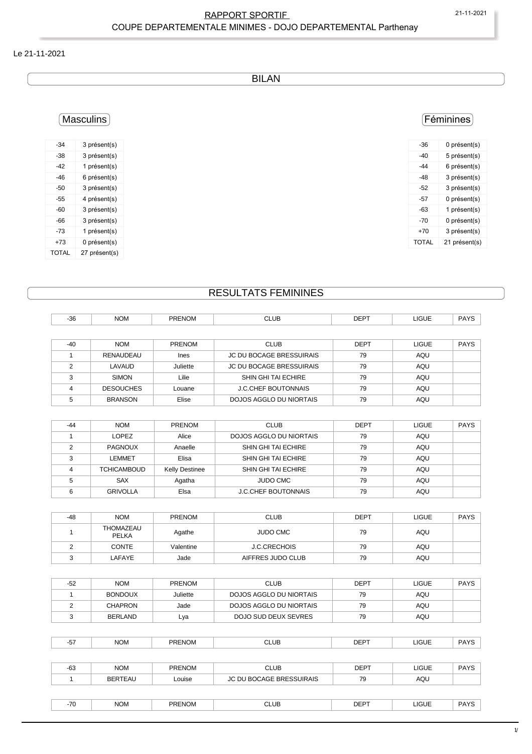# RAPPORT SPORTIF

## COUPE DEPARTEMENTALE MINIMES - DOJO DEPARTEMENTAL Parthenay

Le 21-11-2021

## BILAN

### Masculins

| -34 | 3 présent(s) |
|---|---|
| -38 | 3 présent(s) |
| -42 | 1 présent(s) |
| -46 | 6 présent(s) |
| -50 | 3 présent(s) |
| -55 | 4 présent(s) |
| -60 | 3 présent(s) |
| -66 | 3 présent(s) |
| -73 | 1 présent(s) |
| +73 | 0 présent(s) |
| TOTAL | 27 présent(s) |

### Féminines

| -36 | 0 présent(s) |
|---|---|
| -40 | 5 présent(s) |
| -44 | 6 présent(s) |
| -48 | 3 présent(s) |
| -52 | 3 présent(s) |
| -57 | 0 présent(s) |
| -63 | 1 présent(s) |
| -70 | 0 présent(s) |
| +70 | 3 présent(s) |
| TOTAL | 21 présent(s) |

## RESULTATS FEMININES

| -36 | NOM | PRENOM | CLUB | DEPT | LIGUE | PAYS |
|---|---|---|---|---|---|---|

| -40 | NOM | PRENOM | CLUB | DEPT | LIGUE | PAYS |
|---|---|---|---|---|---|---|
| 1 | RENAUDEAU | Ines | JC DU BOCAGE BRESSUIRAIS | 79 | AQU | |
| 2 | LAVAUD | Juliette | JC DU BOCAGE BRESSUIRAIS | 79 | AQU | |
| 3 | SIMON | Lilie | SHIN GHI TAI ECHIRE | 79 | AQU | |
| 4 | DESOUCHES | Louane | J.C.CHEF BOUTONNAIS | 79 | AQU | |
| 5 | BRANSON | Elise | DOJOS AGGLO DU NIORTAIS | 79 | AQU | |

| -44 | NOM | PRENOM | CLUB | DEPT | LIGUE | PAYS |
|---|---|---|---|---|---|---|
| 1 | LOPEZ | Alice | DOJOS AGGLO DU NIORTAIS | 79 | AQU | |
| 2 | PAGNOUX | Anaelle | SHIN GHI TAI ECHIRE | 79 | AQU | |
| 3 | LEMMET | Elisa | SHIN GHI TAI ECHIRE | 79 | AQU | |
| 4 | TCHICAMBOUD | Kelly Destinee | SHIN GHI TAI ECHIRE | 79 | AQU | |
| 5 | SAX | Agatha | JUDO CMC | 79 | AQU | |
| 6 | GRIVOLLA | Elsa | J.C.CHEF BOUTONNAIS | 79 | AQU | |

| -48 | NOM | PRENOM | CLUB | DEPT | LIGUE | PAYS |
|---|---|---|---|---|---|---|
| 1 | THOMAZEAU PELKA | Agathe | JUDO CMC | 79 | AQU | |
| 2 | CONTE | Valentine | J.C.CRECHOIS | 79 | AQU | |
| 3 | LAFAYE | Jade | AIFFRES JUDO CLUB | 79 | AQU | |

| -52 | NOM | PRENOM | CLUB | DEPT | LIGUE | PAYS |
|---|---|---|---|---|---|---|
| 1 | BONDOUX | Juliette | DOJOS AGGLO DU NIORTAIS | 79 | AQU | |
| 2 | CHAPRON | Jade | DOJOS AGGLO DU NIORTAIS | 79 | AQU | |
| 3 | BERLAND | Lya | DOJO SUD DEUX SEVRES | 79 | AQU | |

| -57 | NOM | PRENOM | CLUB | DEPT | LIGUE | PAYS |
|---|---|---|---|---|---|---|

| -63 | NOM | PRENOM | CLUB | DEPT | LIGUE | PAYS |
|---|---|---|---|---|---|---|
| 1 | BERTEAU | Louise | JC DU BOCAGE BRESSUIRAIS | 79 | AQU | |

| -70 | NOM | PRENOM | CLUB | DEPT | LIGUE | PAYS |
|---|---|---|---|---|---|---|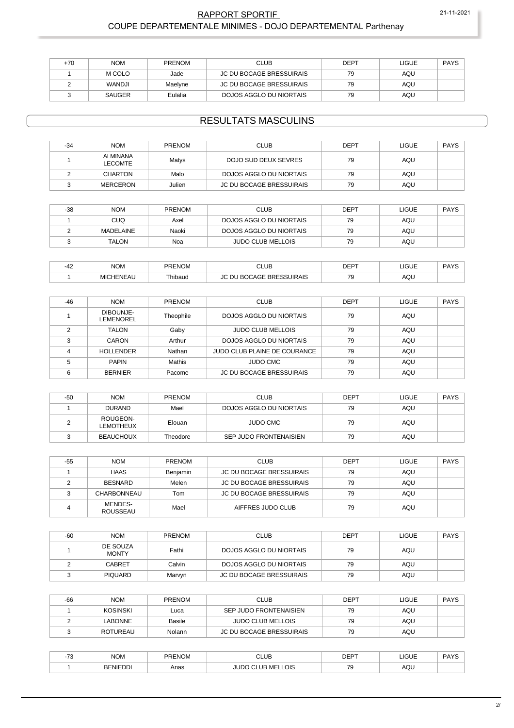| +70 | NOM | PRENOM | CLUB | DEPT | LIGUE | PAYS |
|---|---|---|---|---|---|---|
| 1 | M COLO | Jade | JC DU BOCAGE BRESSUIRAIS | 79 | AQU | |
| 2 | WANDJI | Maelyne | JC DU BOCAGE BRESSUIRAIS | 79 | AQU | |
| 3 | SAUGER | Eulalia | DOJOS AGGLO DU NIORTAIS | 79 | AQU | |

## RESULTATS MASCULINS

| -34 | NOM | PRENOM | CLUB | DEPT | LIGUE | PAYS |
|---|---|---|---|---|---|---|
| 1 | ALMINANA LECOMTE | Matys | DOJO SUD DEUX SEVRES | 79 | AQU | |
| 2 | CHARTON | Malo | DOJOS AGGLO DU NIORTAIS | 79 | AQU | |
| 3 | MERCERON | Julien | JC DU BOCAGE BRESSUIRAIS | 79 | AQU | |

| -38 | NOM | PRENOM | CLUB | DEPT | LIGUE | PAYS |
|---|---|---|---|---|---|---|
| 1 | CUQ | Axel | DOJOS AGGLO DU NIORTAIS | 79 | AQU | |
| 2 | MADELAINE | Naoki | DOJOS AGGLO DU NIORTAIS | 79 | AQU | |
| 3 | TALON | Noa | JUDO CLUB MELLOIS | 79 | AQU | |

| -42 | NOM | PRENOM | CLUB | DEPT | LIGUE | PAYS |
|---|---|---|---|---|---|---|
| 1 | MICHENEAU | Thibaud | JC DU BOCAGE BRESSUIRAIS | 79 | AQU | |

| -46 | NOM | PRENOM | CLUB | DEPT | LIGUE | PAYS |
|---|---|---|---|---|---|---|
| 1 | DIBOUNJE-LEMENOREL | Theophile | DOJOS AGGLO DU NIORTAIS | 79 | AQU | |
| 2 | TALON | Gaby | JUDO CLUB MELLOIS | 79 | AQU | |
| 3 | CARON | Arthur | DOJOS AGGLO DU NIORTAIS | 79 | AQU | |
| 4 | HOLLENDER | Nathan | JUDO CLUB PLAINE DE COURANCE | 79 | AQU | |
| 5 | PAPIN | Mathis | JUDO CMC | 79 | AQU | |
| 6 | BERNIER | Pacome | JC DU BOCAGE BRESSUIRAIS | 79 | AQU | |

| -50 | NOM | PRENOM | CLUB | DEPT | LIGUE | PAYS |
|---|---|---|---|---|---|---|
| 1 | DURAND | Mael | DOJOS AGGLO DU NIORTAIS | 79 | AQU | |
| 2 | ROUGEON-LEMOTHEUX | Elouan | JUDO CMC | 79 | AQU | |
| 3 | BEAUCHOUX | Theodore | SEP JUDO FRONTENAISIEN | 79 | AQU | |

| -55 | NOM | PRENOM | CLUB | DEPT | LIGUE | PAYS |
|---|---|---|---|---|---|---|
| 1 | HAAS | Benjamin | JC DU BOCAGE BRESSUIRAIS | 79 | AQU | |
| 2 | BESNARD | Melen | JC DU BOCAGE BRESSUIRAIS | 79 | AQU | |
| 3 | CHARBONNEAU | Tom | JC DU BOCAGE BRESSUIRAIS | 79 | AQU | |
| 4 | MENDES-ROUSSEAU | Mael | AIFFRES JUDO CLUB | 79 | AQU | |

| -60 | NOM | PRENOM | CLUB | DEPT | LIGUE | PAYS |
|---|---|---|---|---|---|---|
| 1 | DE SOUZA MONTY | Fathi | DOJOS AGGLO DU NIORTAIS | 79 | AQU | |
| 2 | CABRET | Calvin | DOJOS AGGLO DU NIORTAIS | 79 | AQU | |
| 3 | PIQUARD | Marvyn | JC DU BOCAGE BRESSUIRAIS | 79 | AQU | |

| -66 | NOM | PRENOM | CLUB | DEPT | LIGUE | PAYS |
|---|---|---|---|---|---|---|
| 1 | KOSINSKI | Luca | SEP JUDO FRONTENAISIEN | 79 | AQU | |
| 2 | LABONNE | Basile | JUDO CLUB MELLOIS | 79 | AQU | |
| 3 | ROTUREAU | Nolann | JC DU BOCAGE BRESSUIRAIS | 79 | AQU | |

| -73 | NOM | PRENOM | CLUB | DEPT | LIGUE | PAYS |
|---|---|---|---|---|---|---|
| 1 | BENIEDDI | Anas | JUDO CLUB MELLOIS | 79 | AQU | |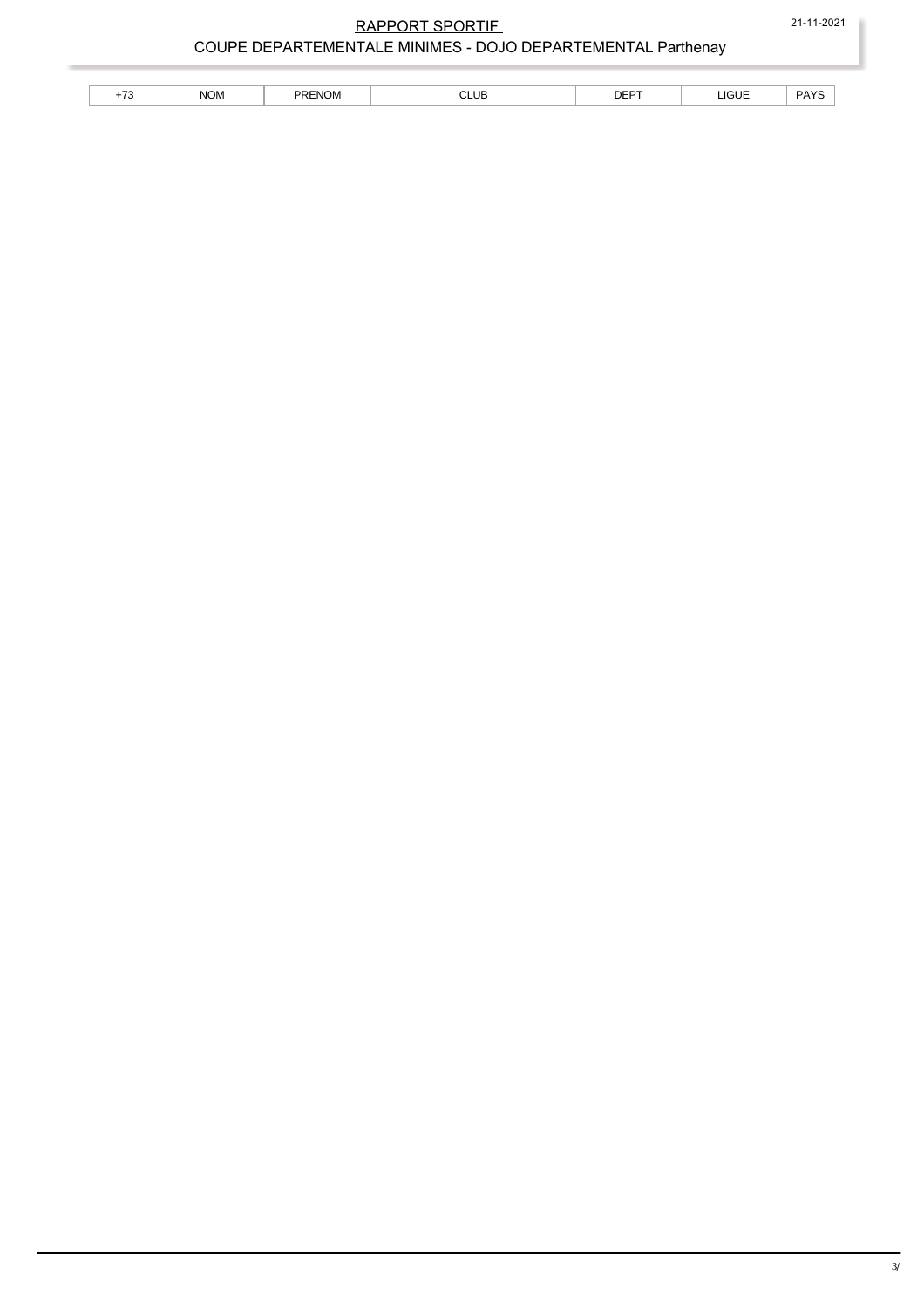RAPPORT SPORTIF

COUPE DEPARTEMENTALE MINIMES - DOJO DEPARTEMENTAL Parthenay

21-11-2021

| +73 | NOM | PRENOM | CLUB | DEPT | LIGUE | PAYS |
|---|---|---|---|---|---|---|